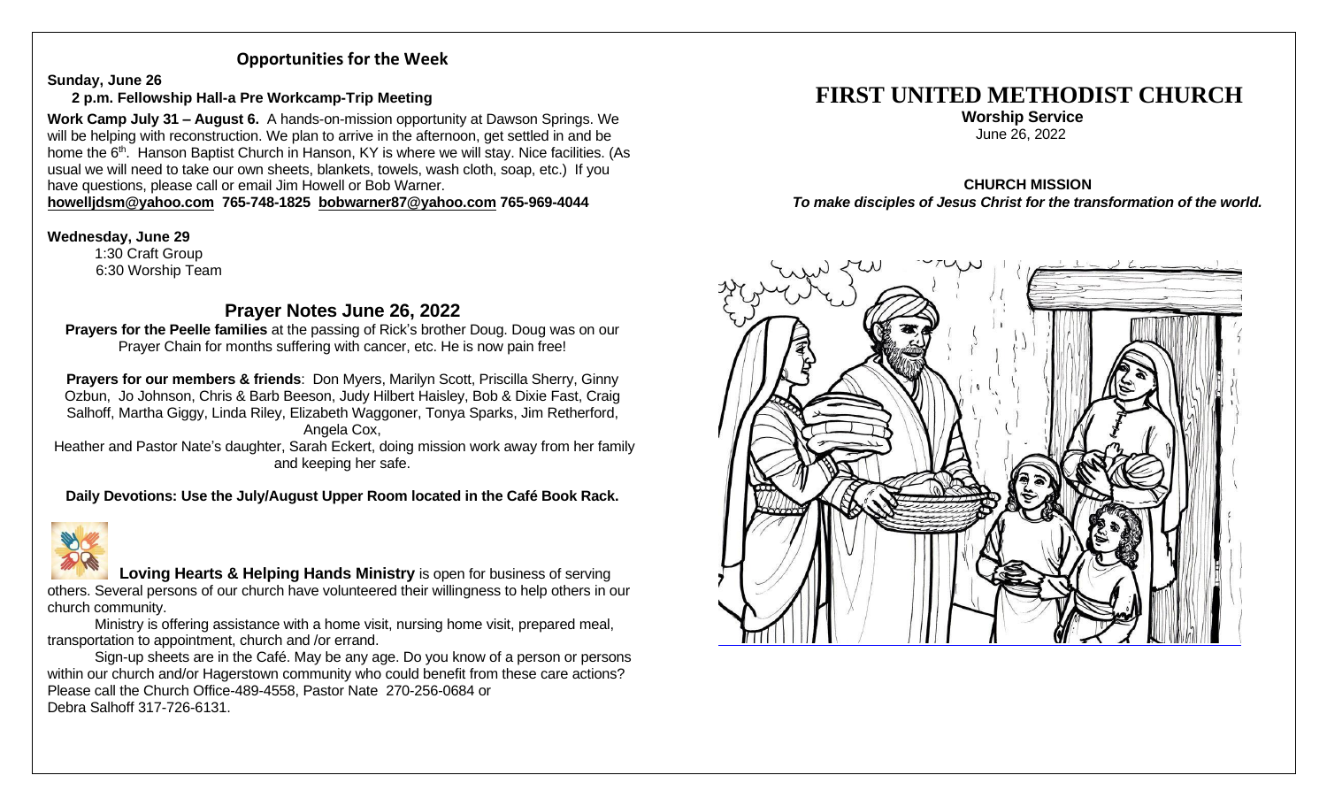## Opportunities for the Week

**Sunday, June 26**

**2 p.m. Fellowship Hall-a Pre Workcamp-Trip Meeting**

**Work Camp July 31 – August 6.** A hands-on-mission opportunity at Dawson Springs. We will be helping with reconstruction. We plan to arrive in the afternoon, get settled in and be home the 6th. Hanson Baptist Church in Hanson, KY is where we will stay. Nice facilities. (As usual we will need to take our own sheets, blankets, towels, wash cloth, soap, etc.) If you have questions, please call or email Jim Howell or Bob Warner.

**howelljdsm@yahoo.com 765-748-1825 bobwarner87@yahoo.com 765-969-4044**

**Wednesday, June 29**

1:30 Craft Group
6:30 Worship Team

## Prayer Notes June 26, 2022

**Prayers for the Peelle families** at the passing of Rick's brother Doug. Doug was on our Prayer Chain for months suffering with cancer, etc. He is now pain free!

**Prayers for our members & friends**: Don Myers, Marilyn Scott, Priscilla Sherry, Ginny Ozbun, Jo Johnson, Chris & Barb Beeson, Judy Hilbert Haisley, Bob & Dixie Fast, Craig Salhoff, Martha Giggy, Linda Riley, Elizabeth Waggoner, Tonya Sparks, Jim Retherford, Angela Cox,

Heather and Pastor Nate's daughter, Sarah Eckert, doing mission work away from her family and keeping her safe.

**Daily Devotions: Use the July/August Upper Room located in the Café Book Rack.**

**Loving Hearts & Helping Hands Ministry** is open for business of serving others. Several persons of our church have volunteered their willingness to help others in our church community.

Ministry is offering assistance with a home visit, nursing home visit, prepared meal, transportation to appointment, church and /or errand.

Sign-up sheets are in the Café. May be any age. Do you know of a person or persons within our church and/or Hagerstown community who could benefit from these care actions? Please call the Church Office-489-4558, Pastor Nate 270-256-0684 or Debra Salhoff 317-726-6131.

# FIRST UNITED METHODIST CHURCH

**Worship Service**
June 26, 2022

**CHURCH MISSION**

***To make disciples of Jesus Christ for the transformation of the world.***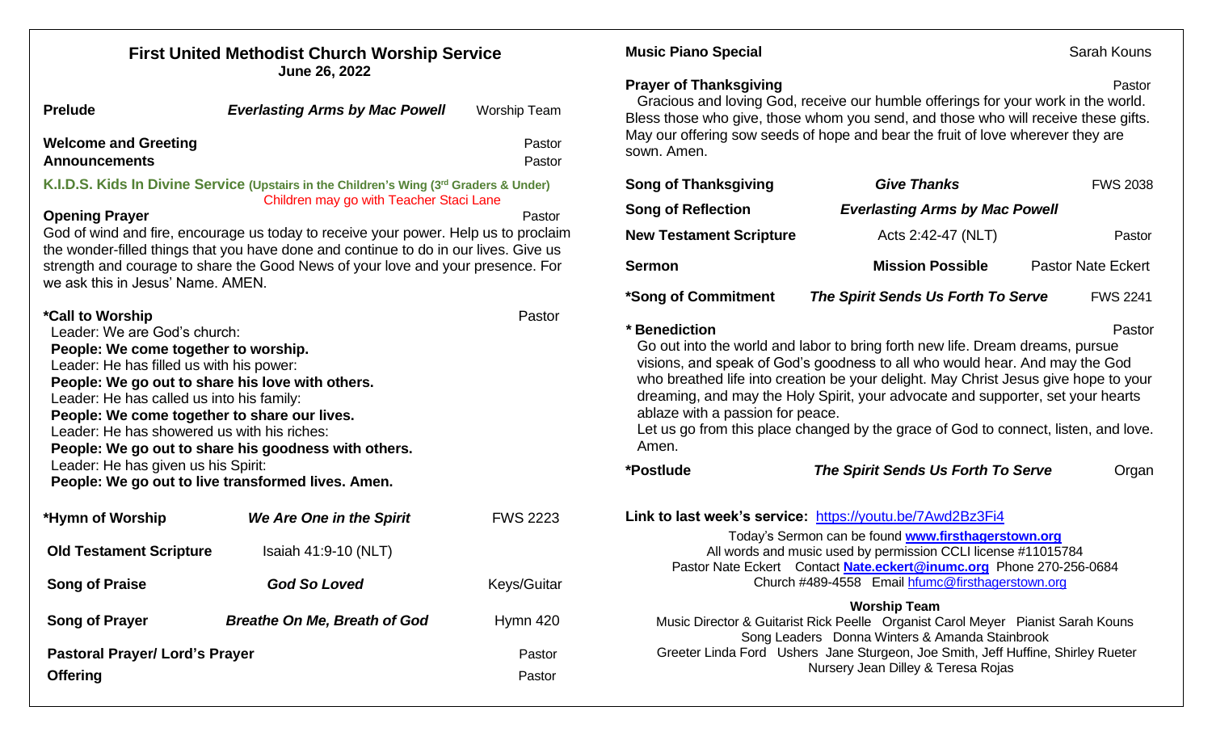# First United Methodist Church Worship Service

**June 26, 2022**

**Prelude** — ***Everlasting Arms by Mac Powell*** — Worship Team

**Welcome and Greeting** — Pastor

**Announcements** — Pastor

**K.I.D.S. Kids In Divine Service (Upstairs in the Children's Wing (3rd Graders & Under)**
Children may go with Teacher Staci Lane

**Opening Prayer** — Pastor

God of wind and fire, encourage us today to receive your power. Help us to proclaim the wonder-filled things that you have done and continue to do in our lives. Give us strength and courage to share the Good News of your love and your presence. For we ask this in Jesus' Name. AMEN.

**\*Call to Worship** — Pastor

Leader: We are God's church:
**People: We come together to worship.**
Leader: He has filled us with his power:
**People: We go out to share his love with others.**
Leader: He has called us into his family:
**People: We come together to share our lives.**
Leader: He has showered us with his riches:
**People: We go out to share his goodness with others.**
Leader: He has given us his Spirit:
**People: We go out to live transformed lives. Amen.**

**\*Hymn of Worship** — ***We Are One in the Spirit*** — FWS 2223

**Old Testament Scripture** — Isaiah 41:9-10 (NLT)

**Song of Praise** — ***God So Loved*** — Keys/Guitar

**Song of Prayer** — ***Breathe On Me, Breath of God*** — Hymn 420

**Pastoral Prayer/ Lord's Prayer** — Pastor

**Offering** — Pastor

**Music Piano Special** — Sarah Kouns

**Prayer of Thanksgiving** — Pastor

Gracious and loving God, receive our humble offerings for your work in the world. Bless those who give, those whom you send, and those who will receive these gifts. May our offering sow seeds of hope and bear the fruit of love wherever they are sown. Amen.

**Song of Thanksgiving** — ***Give Thanks*** — FWS 2038

**Song of Reflection** — ***Everlasting Arms by Mac Powell***

**New Testament Scripture** — Acts 2:42-47 (NLT) — Pastor

**Sermon** — **Mission Possible** — Pastor Nate Eckert

**\*Song of Commitment** — ***The Spirit Sends Us Forth To Serve*** — FWS 2241

**\* Benediction** — Pastor

Go out into the world and labor to bring forth new life. Dream dreams, pursue visions, and speak of God's goodness to all who would hear. And may the God who breathed life into creation be your delight. May Christ Jesus give hope to your dreaming, and may the Holy Spirit, your advocate and supporter, set your hearts ablaze with a passion for peace.
Let us go from this place changed by the grace of God to connect, listen, and love. Amen.

**\*Postlude** — ***The Spirit Sends Us Forth To Serve*** — Organ

**Link to last week's service:** https://youtu.be/7Awd2Bz3Fi4

Today's Sermon can be found **www.firsthagerstown.org**
All words and music used by permission CCLI license #11015784
Pastor Nate Eckert Contact **Nate.eckert@inumc.org** Phone 270-256-0684
Church #489-4558 Email hfumc@firsthagerstown.org

**Worship Team**

Music Director & Guitarist Rick Peelle Organist Carol Meyer Pianist Sarah Kouns
Song Leaders Donna Winters & Amanda Stainbrook
Greeter Linda Ford Ushers Jane Sturgeon, Joe Smith, Jeff Huffine, Shirley Rueter
Nursery Jean Dilley & Teresa Rojas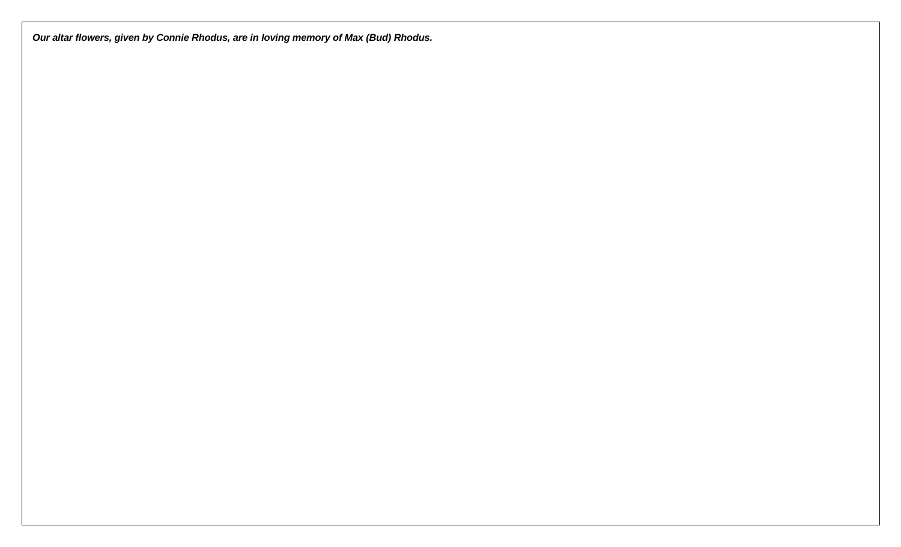***Our altar flowers, given by Connie Rhodus, are in loving memory of Max (Bud) Rhodus.***